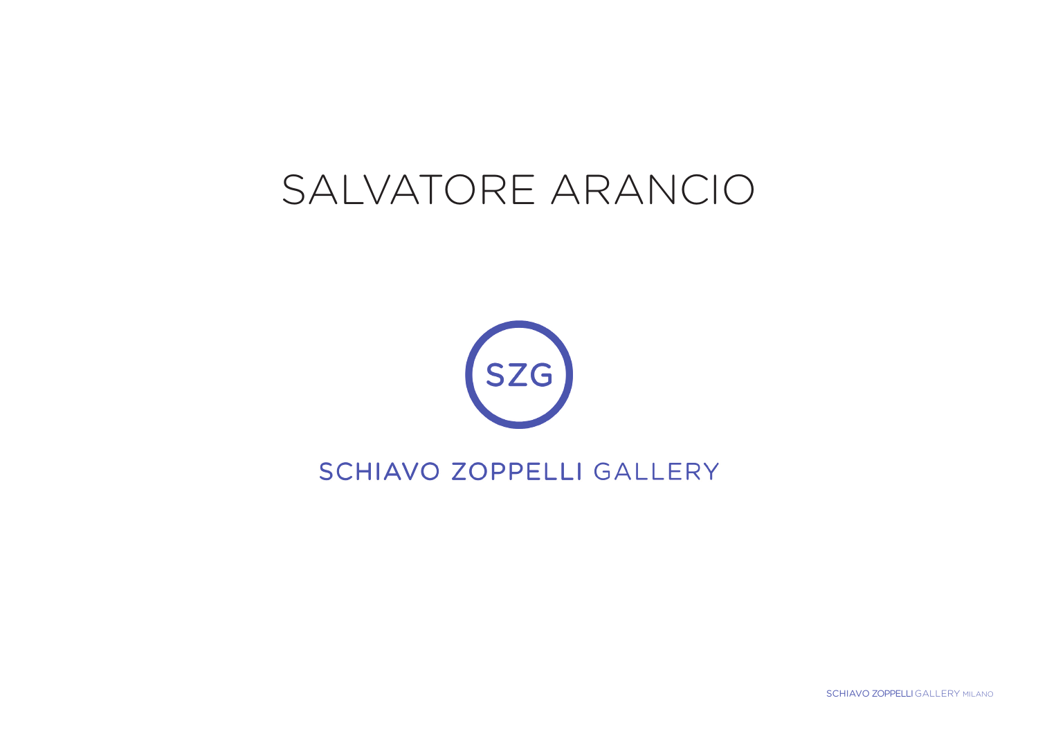# SALVATORE ARANCIO

SZG

SCHIAVO ZOPPELLI GALLERY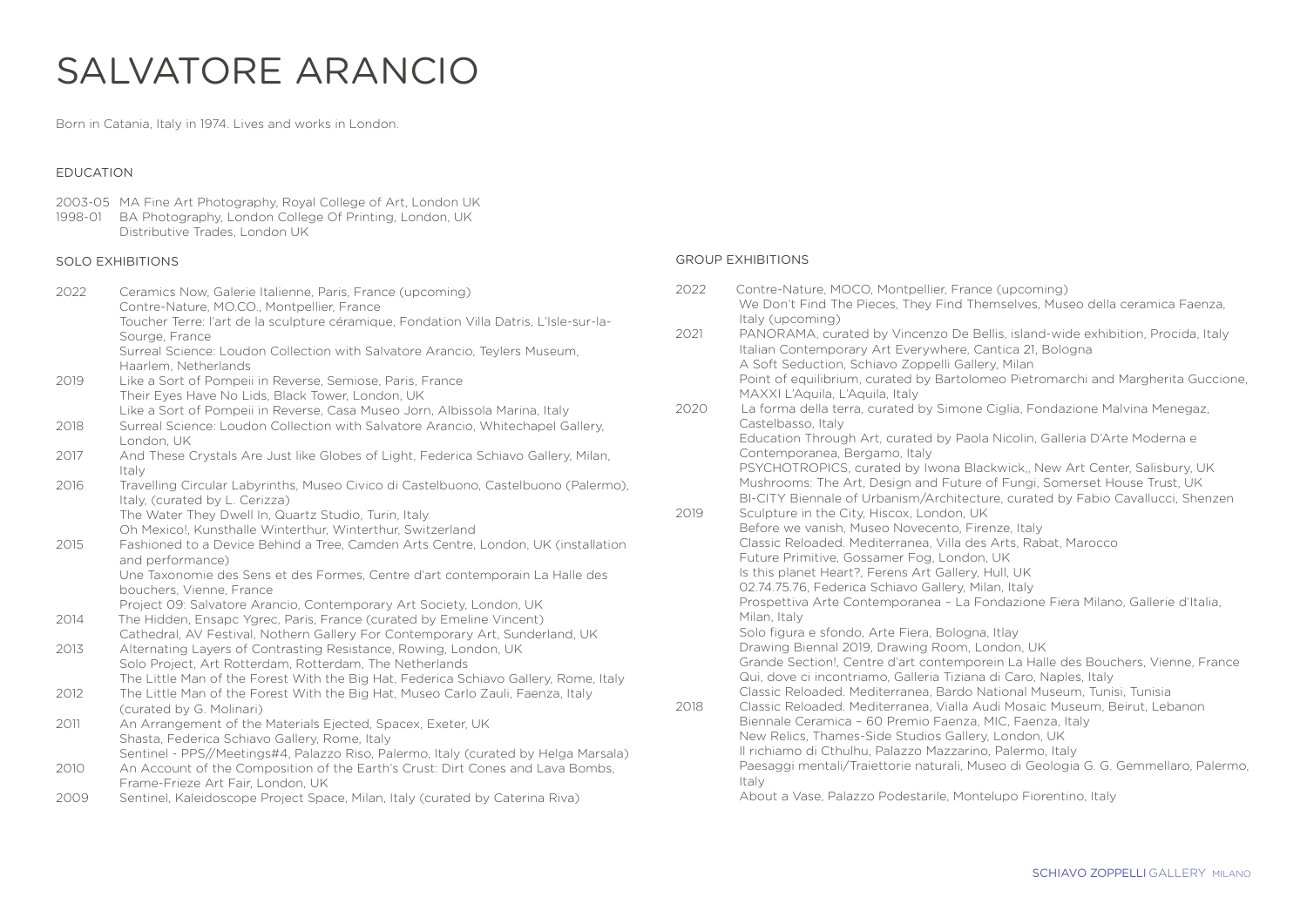# SALVATORE ARANCIO

Born in Catania, Italy in 1974. Lives and works in London.

## EDUCATION

2003-05 MA Fine Art Photography, Royal College of Art, London UK
1998-01 BA Photography, London College Of Printing, London, UK
Distributive Trades, London UK

## SOLO EXHIBITIONS

**2022**
Ceramics Now, Galerie Italienne, Paris, France (upcoming)
Contre-Nature, MO.CO., Montpellier, France
Toucher Terre: l'art de la sculpture céramique, Fondation Villa Datris, L'Isle-sur-la-Sourge, France
Surreal Science: Loudon Collection with Salvatore Arancio, Teylers Museum, Haarlem, Netherlands

**2019**
Like a Sort of Pompeii in Reverse, Semiose, Paris, France
Their Eyes Have No Lids, Black Tower, London, UK
Like a Sort of Pompeii in Reverse, Casa Museo Jorn, Albissola Marina, Italy

**2018**
Surreal Science: Loudon Collection with Salvatore Arancio, Whitechapel Gallery, London, UK

**2017**
And These Crystals Are Just like Globes of Light, Federica Schiavo Gallery, Milan, Italy

**2016**
Travelling Circular Labyrinths, Museo Civico di Castelbuono, Castelbuono (Palermo), Italy, (curated by L. Cerizza)
The Water They Dwell In, Quartz Studio, Turin, Italy
Oh Mexico!, Kunsthalle Winterthur, Winterthur, Switzerland

**2015**
Fashioned to a Device Behind a Tree, Camden Arts Centre, London, UK (installation and performance)
Une Taxonomie des Sens et des Formes, Centre d'art contemporain La Halle des bouchers, Vienne, France
Project 09: Salvatore Arancio, Contemporary Art Society, London, UK

**2014**
The Hidden, Ensapc Ygrec, Paris, France (curated by Emeline Vincent)
Cathedral, AV Festival, Nothern Gallery For Contemporary Art, Sunderland, UK

**2013**
Alternating Layers of Contrasting Resistance, Rowing, London, UK
Solo Project, Art Rotterdam, Rotterdam, The Netherlands
The Little Man of the Forest With the Big Hat, Federica Schiavo Gallery, Rome, Italy

**2012**
The Little Man of the Forest With the Big Hat, Museo Carlo Zauli, Faenza, Italy (curated by G. Molinari)

**2011**
An Arrangement of the Materials Ejected, Spacex, Exeter, UK
Shasta, Federica Schiavo Gallery, Rome, Italy
Sentinel - PPS//Meetings#4, Palazzo Riso, Palermo, Italy (curated by Helga Marsala)

**2010**
An Account of the Composition of the Earth's Crust: Dirt Cones and Lava Bombs, Frame-Frieze Art Fair, London, UK

**2009**
Sentinel, Kaleidoscope Project Space, Milan, Italy (curated by Caterina Riva)

## GROUP EXHIBITIONS

**2022**
Contre-Nature, MOCO, Montpellier, France (upcoming)
We Don't Find The Pieces, They Find Themselves, Museo della ceramica Faenza, Italy (upcoming)

**2021**
PANORAMA, curated by Vincenzo De Bellis, island-wide exhibition, Procida, Italy
Italian Contemporary Art Everywhere, Cantica 21, Bologna
A Soft Seduction, Schiavo Zoppelli Gallery, Milan
Point of equilibrium, curated by Bartolomeo Pietromarchi and Margherita Guccione, MAXXI L'Aquila, L'Aquila, Italy

**2020**
La forma della terra, curated by Simone Ciglia, Fondazione Malvina Menegaz, Castelbasso, Italy
Education Through Art, curated by Paola Nicolin, Galleria D'Arte Moderna e Contemporanea, Bergamo, Italy
PSYCHOTROPICS, curated by Iwona Blackwick,, New Art Center, Salisbury, UK
Mushrooms: The Art, Design and Future of Fungi, Somerset House Trust, UK
BI-CITY Biennale of Urbanism/Architecture, curated by Fabio Cavallucci, Shenzen

**2019**
Sculpture in the City, Hiscox, London, UK
Before we vanish, Museo Novecento, Firenze, Italy
Classic Reloaded. Mediterranea, Villa des Arts, Rabat, Marocco
Future Primitive, Gossamer Fog, London, UK
Is this planet Heart?, Ferens Art Gallery, Hull, UK
02.74.75.76, Federica Schiavo Gallery, Milan, Italy
Prospettiva Arte Contemporanea – La Fondazione Fiera Milano, Gallerie d'Italia, Milan, Italy
Solo figura e sfondo, Arte Fiera, Bologna, Itlay
Drawing Biennal 2019, Drawing Room, London, UK
Grande Section!, Centre d'art contemporein La Halle des Bouchers, Vienne, France
Qui, dove ci incontriamo, Galleria Tiziana di Caro, Naples, Italy
Classic Reloaded. Mediterranea, Bardo National Museum, Tunisi, Tunisia

**2018**
Classic Reloaded. Mediterranea, Vialla Audi Mosaic Museum, Beirut, Lebanon
Biennale Ceramica – 60 Premio Faenza, MIC, Faenza, Italy
New Relics, Thames-Side Studios Gallery, London, UK
Il richiamo di Cthulhu, Palazzo Mazzarino, Palermo, Italy
Paesaggi mentali/Traiettorie naturali, Museo di Geologia G. G. Gemmellaro, Palermo, Italy
About a Vase, Palazzo Podestarile, Montelupo Fiorentino, Italy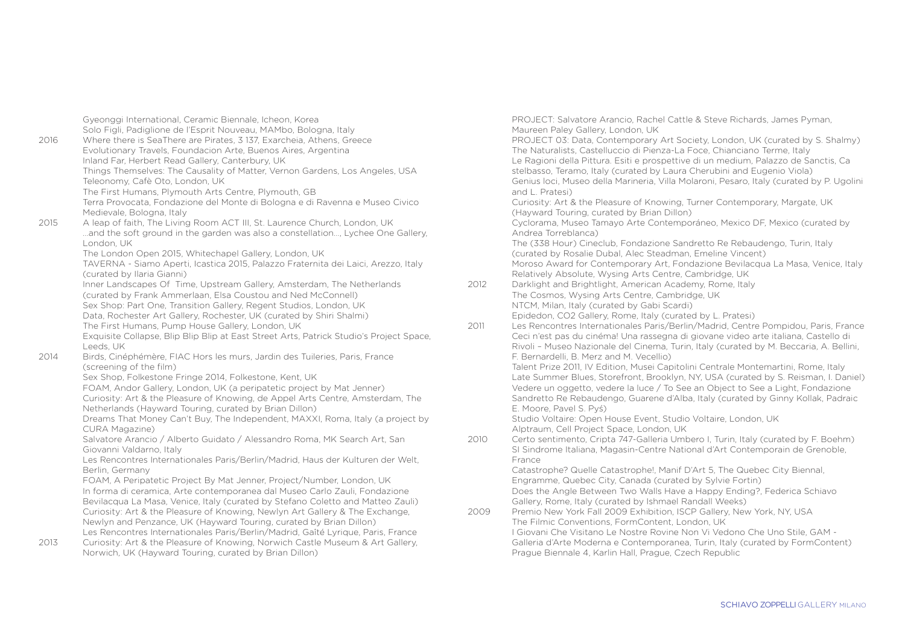Gyeonggi International, Ceramic Biennale, Icheon, Korea
Solo Figli, Padiglione de l'Esprit Nouveau, MAMbo, Bologna, Italy

**2016**
Where there is SeaThere are Pirates, 3 137, Exarcheia, Athens, Greece
Evolutionary Travels, Foundacion Arte, Buenos Aires, Argentina
Inland Far, Herbert Read Gallery, Canterbury, UK
Things Themselves: The Causality of Matter, Vernon Gardens, Los Angeles, USA
Teleonomy, Cafè Oto, London, UK
The First Humans, Plymouth Arts Centre, Plymouth, GB
Terra Provocata, Fondazione del Monte di Bologna e di Ravenna e Museo Civico Medievale, Bologna, Italy

**2015**
A leap of faith, The Living Room ACT III, St. Laurence Church, London, UK
...and the soft ground in the garden was also a constellation..., Lychee One Gallery, London, UK
The London Open 2015, Whitechapel Gallery, London, UK
TAVERNA - Siamo Aperti, Icastica 2015, Palazzo Fraternita dei Laici, Arezzo, Italy (curated by Ilaria Gianni)
Inner Landscapes Of Time, Upstream Gallery, Amsterdam, The Netherlands (curated by Frank Ammerlaan, Elsa Coustou and Ned McConnell)
Sex Shop: Part One, Transition Gallery, Regent Studios, London, UK
Data, Rochester Art Gallery, Rochester, UK (curated by Shiri Shalmi)
The First Humans, Pump House Gallery, London, UK
Exquisite Collapse, Blip Blip Blip at East Street Arts, Patrick Studio's Project Space, Leeds, UK

**2014**
Birds, Cinéphémère, FIAC Hors les murs, Jardin des Tuileries, Paris, France (screening of the film)
Sex Shop, Folkestone Fringe 2014, Folkestone, Kent, UK
FOAM, Andor Gallery, London, UK (a peripatetic project by Mat Jenner)
Curiosity: Art & the Pleasure of Knowing, de Appel Arts Centre, Amsterdam, The Netherlands (Hayward Touring, curated by Brian Dillon)
Dreams That Money Can't Buy, The Independent, MAXXI, Roma, Italy (a project by CURA Magazine)
Salvatore Arancio / Alberto Guidato / Alessandro Roma, MK Search Art, San Giovanni Valdarno, Italy
Les Rencontres Internationales Paris/Berlin/Madrid, Haus der Kulturen der Welt, Berlin, Germany
FOAM, A Peripatetic Project By Mat Jenner, Project/Number, London, UK
In forma di ceramica, Arte contemporanea dal Museo Carlo Zauli, Fondazione Bevilacqua La Masa, Venice, Italy (curated by Stefano Coletto and Matteo Zauli)
Curiosity: Art & the Pleasure of Knowing, Newlyn Art Gallery & The Exchange, Newlyn and Penzance, UK (Hayward Touring, curated by Brian Dillon)
Les Rencontres Internationales Paris/Berlin/Madrid, Gaîté Lyrique, Paris, France

**2013**
Curiosity: Art & the Pleasure of Knowing, Norwich Castle Museum & Art Gallery, Norwich, UK (Hayward Touring, curated by Brian Dillon)
PROJECT: Salvatore Arancio, Rachel Cattle & Steve Richards, James Pyman, Maureen Paley Gallery, London, UK
PROJECT 03: Data, Contemporary Art Society, London, UK (curated by S. Shalmy)
The Naturalists, Castelluccio di Pienza-La Foce, Chianciano Terme, Italy
Le Ragioni della Pittura. Esiti e prospettive di un medium, Palazzo de Sanctis, Castelbasso, Teramo, Italy (curated by Laura Cherubini and Eugenio Viola)
Genius loci, Museo della Marineria, Villa Molaroni, Pesaro, Italy (curated by P. Ugolini and L. Pratesi)
Curiosity: Art & the Pleasure of Knowing, Turner Contemporary, Margate, UK (Hayward Touring, curated by Brian Dillon)
Cyclorama, Museo Tamayo Arte Contemporáneo, Mexico DF, Mexico (curated by Andrea Torreblanca)
The (338 Hour) Cineclub, Fondazione Sandretto Re Rebaudengo, Turin, Italy (curated by Rosalie Dubal, Alec Steadman, Emeline Vincent)
Moroso Award for Contemporary Art, Fondazione Bevilacqua La Masa, Venice, Italy
Relatively Absolute, Wysing Arts Centre, Cambridge, UK

**2012**
Darklight and Brightlight, American Academy, Rome, Italy
The Cosmos, Wysing Arts Centre, Cambridge, UK
NTCM, Milan, Italy (curated by Gabi Scardi)
Epidedon, CO2 Gallery, Rome, Italy (curated by L. Pratesi)

**2011**
Les Rencontres Internationales Paris/Berlin/Madrid, Centre Pompidou, Paris, France
Ceci n'est pas du cinéma! Una rassegna di giovane video arte italiana, Castello di Rivoli – Museo Nazionale del Cinema, Turin, Italy (curated by M. Beccaria, A. Bellini, F. Bernardelli, B. Merz and M. Vecellio)
Talent Prize 2011, IV Edition, Musei Capitolini Centrale Montemartini, Rome, Italy
Late Summer Blues, Storefront, Brooklyn, NY, USA (curated by S. Reisman, I. Daniel)
Vedere un oggetto, vedere la luce / To See an Object to See a Light, Fondazione Sandretto Re Rebaudengo, Guarene d'Alba, Italy (curated by Ginny Kollak, Padraic E. Moore, Pavel S. Pyś)
Studio Voltaire: Open House Event, Studio Voltaire, London, UK
Alptraum, Cell Project Space, London, UK

**2010**
Certo sentimento, Cripta 747-Galleria Umbero I, Turin, Italy (curated by F. Boehm)
SI Sindrome Italiana, Magasin-Centre National d'Art Contemporain de Grenoble, France
Catastrophe? Quelle Catastrophe!, Manif D'Art 5, The Quebec City Biennal, Engramme, Quebec City, Canada (curated by Sylvie Fortin)
Does the Angle Between Two Walls Have a Happy Ending?, Federica Schiavo Gallery, Rome, Italy (curated by Ishmael Randall Weeks)

**2009**
Premio New York Fall 2009 Exhibition, ISCP Gallery, New York, NY, USA
The Filmic Conventions, FormContent, London, UK
I Giovani Che Visitano Le Nostre Rovine Non Vi Vedono Che Uno Stile, GAM - Galleria d'Arte Moderna e Contemporanea, Turin, Italy (curated by FormContent)
Prague Biennale 4, Karlin Hall, Prague, Czech Republic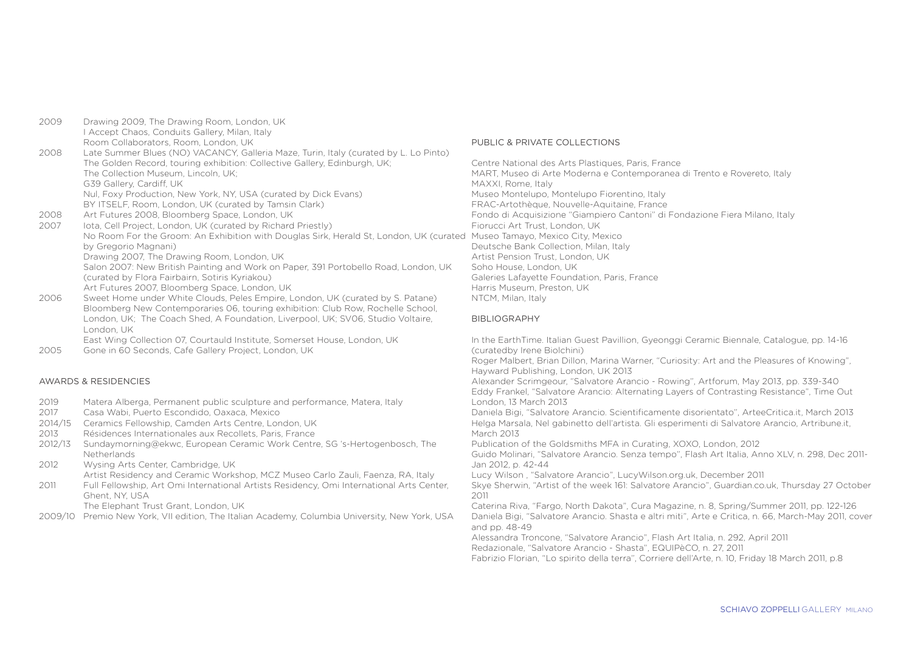2009 Drawing 2009, The Drawing Room, London, UK
I Accept Chaos, Conduits Gallery, Milan, Italy
Room Collaborators, Room, London, UK

2008 Late Summer Blues (NO) VACANCY, Galleria Maze, Turin, Italy (curated by L. Lo Pinto)
The Golden Record, touring exhibition: Collective Gallery, Edinburgh, UK;
The Collection Museum, Lincoln, UK;
G39 Gallery, Cardiff, UK
Nul, Foxy Production, New York, NY, USA (curated by Dick Evans)
BY ITSELF, Room, London, UK (curated by Tamsin Clark)

2008 Art Futures 2008, Bloomberg Space, London, UK

2007 Iota, Cell Project, London, UK (curated by Richard Priestly)
No Room For the Groom: An Exhibition with Douglas Sirk, Herald St, London, UK (curated by Gregorio Magnani)
Drawing 2007, The Drawing Room, London, UK
Salon 2007: New British Painting and Work on Paper, 391 Portobello Road, London, UK (curated by Flora Fairbairn, Sotiris Kyriakou)
Art Futures 2007, Bloomberg Space, London, UK

2006 Sweet Home under White Clouds, Peles Empire, London, UK (curated by S. Patane)
Bloomberg New Contemporaries 06, touring exhibition: Club Row, Rochelle School, London, UK; The Coach Shed, A Foundation, Liverpool, UK; SV06, Studio Voltaire, London, UK
East Wing Collection 07, Courtauld Institute, Somerset House, London, UK

2005 Gone in 60 Seconds, Cafe Gallery Project, London, UK

## AWARDS & RESIDENCIES

2019 Matera Alberga, Permanent public sculpture and performance, Matera, Italy

2017 Casa Wabi, Puerto Escondido, Oaxaca, Mexico

2014/15 Ceramics Fellowship, Camden Arts Centre, London, UK

2013 Résidences Internationales aux Recollets, Paris, France

2012/13 Sundaymorning@ekwc, European Ceramic Work Centre, SG 's-Hertogenbosch, The Netherlands

2012 Wysing Arts Center, Cambridge, UK
Artist Residency and Ceramic Workshop, MCZ Museo Carlo Zauli, Faenza, RA, Italy

2011 Full Fellowship, Art Omi International Artists Residency, Omi International Arts Center, Ghent, NY, USA
The Elephant Trust Grant, London, UK

2009/10 Premio New York, VII edition, The Italian Academy, Columbia University, New York, USA

## PUBLIC & PRIVATE COLLECTIONS

Centre National des Arts Plastiques, Paris, France
MART, Museo di Arte Moderna e Contemporanea di Trento e Rovereto, Italy
MAXXI, Rome, Italy
Museo Montelupo, Montelupo Fiorentino, Italy
FRAC-Artothèque, Nouvelle-Aquitaine, France
Fondo di Acquisizione "Giampiero Cantoni" di Fondazione Fiera Milano, Italy
Fiorucci Art Trust, London, UK
Museo Tamayo, Mexico City, Mexico
Deutsche Bank Collection, Milan, Italy
Artist Pension Trust, London, UK
Soho House, London, UK
Galeries Lafayette Foundation, Paris, France
Harris Museum, Preston, UK
NTCM, Milan, Italy

## BIBLIOGRAPHY

In the EarthTime. Italian Guest Pavillion, Gyeonggi Ceramic Biennale, Catalogue, pp. 14-16 (curatedby Irene Biolchini)

Roger Malbert, Brian Dillon, Marina Warner, "Curiosity: Art and the Pleasures of Knowing", Hayward Publishing, London, UK 2013

Alexander Scrimgeour, "Salvatore Arancio - Rowing", Artforum, May 2013, pp. 339-340

Eddy Frankel, "Salvatore Arancio: Alternating Layers of Contrasting Resistance", Time Out London, 13 March 2013

Daniela Bigi, "Salvatore Arancio. Scientificamente disorientato", ArteeCritica.it, March 2013

Helga Marsala, Nel gabinetto dell'artista. Gli esperimenti di Salvatore Arancio, Artribune.it, March 2013

Publication of the Goldsmiths MFA in Curating, XOXO, London, 2012

Guido Molinari, "Salvatore Arancio. Senza tempo", Flash Art Italia, Anno XLV, n. 298, Dec 2011-Jan 2012, p. 42-44

Lucy Wilson , "Salvatore Arancio", LucyWilson.org.uk, December 2011

Skye Sherwin, "Artist of the week 161: Salvatore Arancio", Guardian.co.uk, Thursday 27 October 2011

Caterina Riva, "Fargo, North Dakota", Cura Magazine, n. 8, Spring/Summer 2011, pp. 122-126

Daniela Bigi, "Salvatore Arancio. Shasta e altri miti", Arte e Critica, n. 66, March-May 2011, cover and pp. 48-49

Alessandra Troncone, "Salvatore Arancio", Flash Art Italia, n. 292, April 2011

Redazionale, "Salvatore Arancio - Shasta", EQUIPèCO, n. 27, 2011

Fabrizio Florian, "Lo spirito della terra", Corriere dell'Arte, n. 10, Friday 18 March 2011, p.8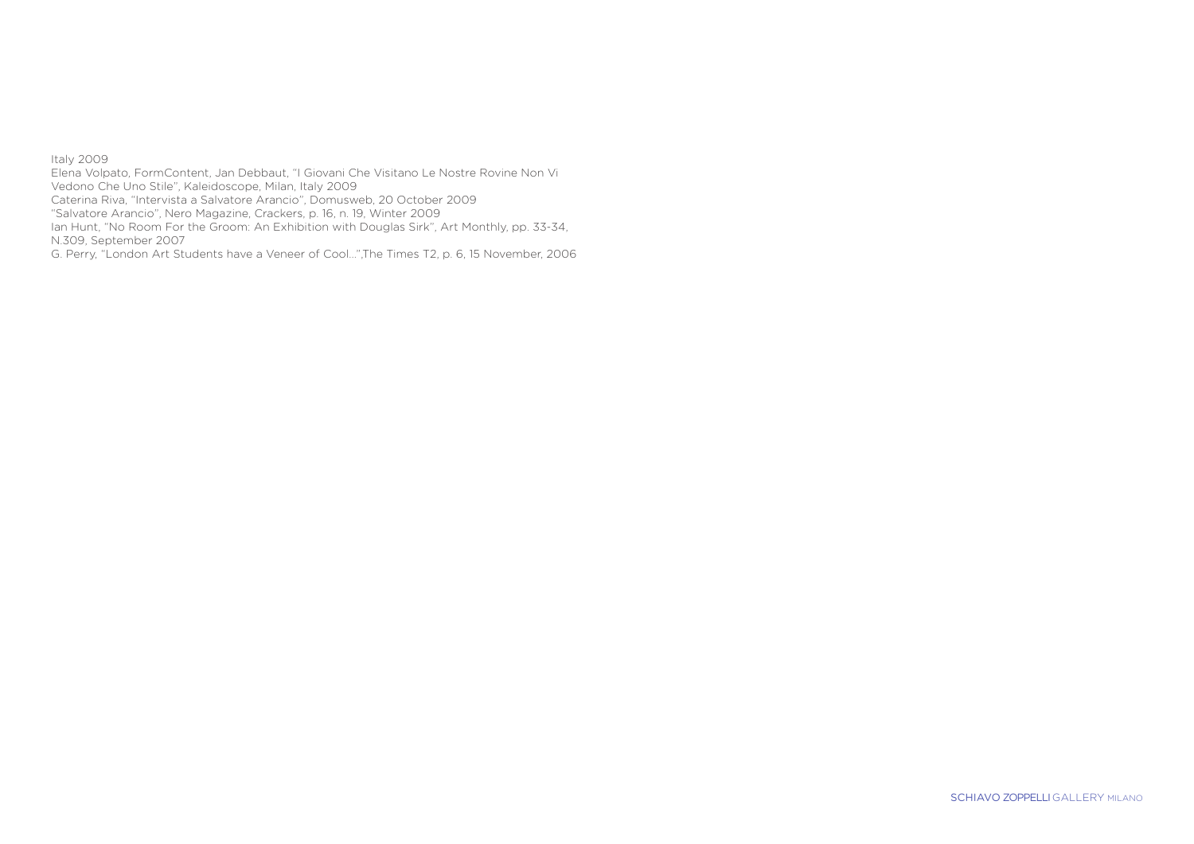Italy 2009
Elena Volpato, FormContent, Jan Debbaut, "I Giovani Che Visitano Le Nostre Rovine Non Vi Vedono Che Uno Stile", Kaleidoscope, Milan, Italy 2009
Caterina Riva, "Intervista a Salvatore Arancio", Domusweb, 20 October 2009
"Salvatore Arancio", Nero Magazine, Crackers, p. 16, n. 19, Winter 2009
Ian Hunt, "No Room For the Groom: An Exhibition with Douglas Sirk", Art Monthly, pp. 33-34, N.309, September 2007
G. Perry, "London Art Students have a Veneer of Cool...",The Times T2, p. 6, 15 November, 2006